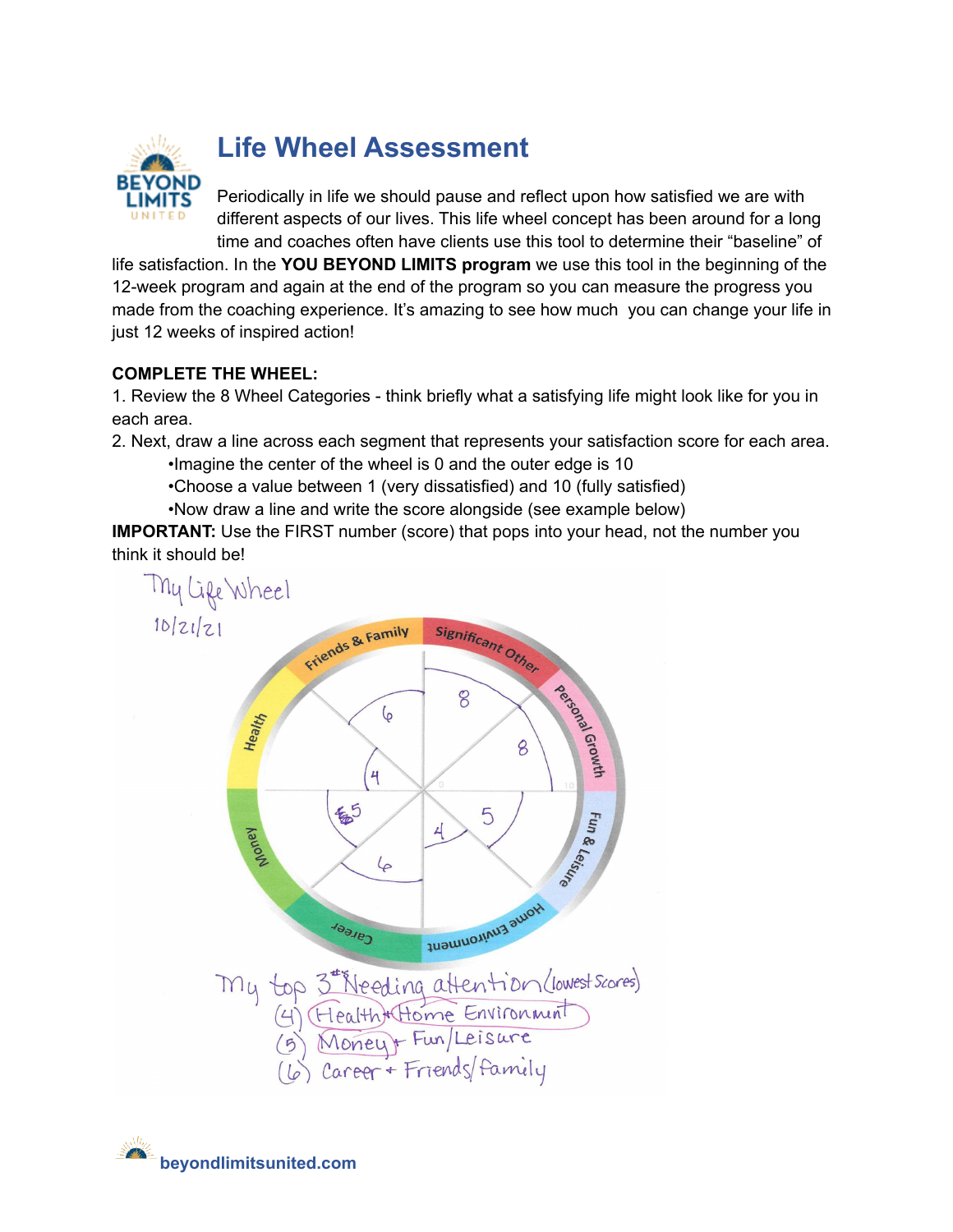# Life Wheel Assessment

Periodically in life we should pause and reflect upon how satisfied we are with different aspects of our lives. This life wheel concept has been around for a long time and coaches often have clients use this tool to determine their "baseline" of life satisfaction. In the **YOU BEYOND LIMITS program** we use this tool in the beginning of the 12-week program and again at the end of the program so you can measure the progress you made from the coaching experience. It's amazing to see how much you can change your life in just 12 weeks of inspired action!

**COMPLETE THE WHEEL:**

1. Review the 8 Wheel Categories - think briefly what a satisfying life might look like for you in each area.
2. Next, draw a line across each segment that represents your satisfaction score for each area.
   - Imagine the center of the wheel is 0 and the outer edge is 10
   - Choose a value between 1 (very dissatisfied) and 10 (fully satisfied)
   - Now draw a line and write the score alongside (see example below)

**IMPORTANT:** Use the FIRST number (score) that pops into your head, not the number you think it should be!

My Life Wheel

10/21/21

Friends & Family: 6
Significant Other: 8
Personal Growth: 8
Fun & Leisure: 5
Home Environment: 4
Career: 6
Money: 5
Health: 4

My top 3 Needing attention (lowest scores)

(4) Health + Home Environment

(5) Money + Fun/Leisure

(6) Career + Friends/Family

beyondlimitsunited.com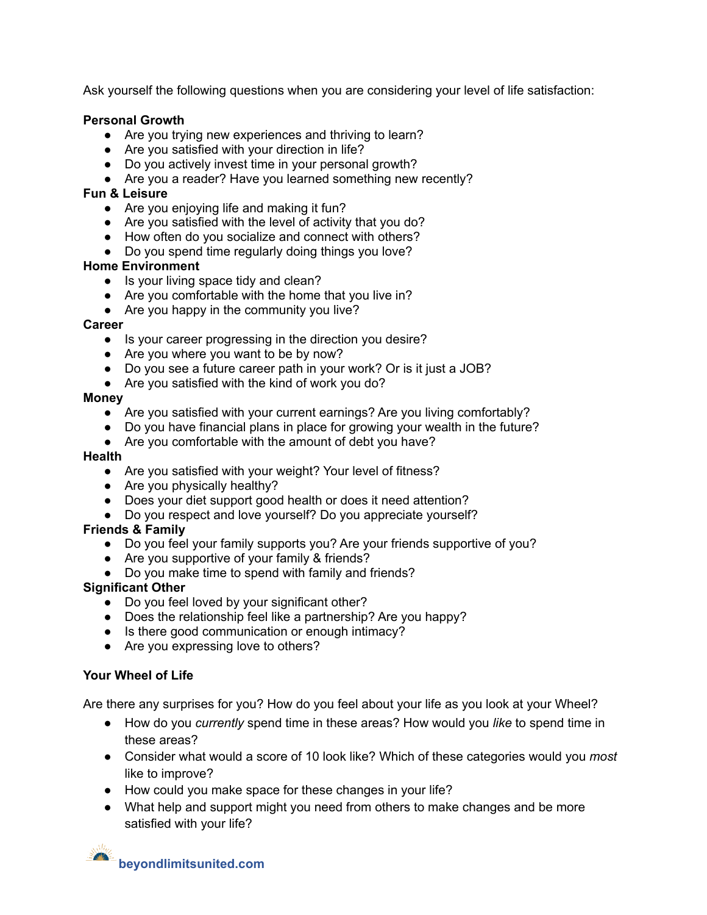Ask yourself the following questions when you are considering your level of life satisfaction:

**Personal Growth**

- Are you trying new experiences and thriving to learn?
- Are you satisfied with your direction in life?
- Do you actively invest time in your personal growth?
- Are you a reader? Have you learned something new recently?

**Fun & Leisure**

- Are you enjoying life and making it fun?
- Are you satisfied with the level of activity that you do?
- How often do you socialize and connect with others?
- Do you spend time regularly doing things you love?

**Home Environment**

- Is your living space tidy and clean?
- Are you comfortable with the home that you live in?
- Are you happy in the community you live?

**Career**

- Is your career progressing in the direction you desire?
- Are you where you want to be by now?
- Do you see a future career path in your work? Or is it just a JOB?
- Are you satisfied with the kind of work you do?

**Money**

- Are you satisfied with your current earnings? Are you living comfortably?
- Do you have financial plans in place for growing your wealth in the future?
- Are you comfortable with the amount of debt you have?

**Health**

- Are you satisfied with your weight? Your level of fitness?
- Are you physically healthy?
- Does your diet support good health or does it need attention?
- Do you respect and love yourself? Do you appreciate yourself?

**Friends & Family**

- Do you feel your family supports you? Are your friends supportive of you?
- Are you supportive of your family & friends?
- Do you make time to spend with family and friends?

**Significant Other**

- Do you feel loved by your significant other?
- Does the relationship feel like a partnership? Are you happy?
- Is there good communication or enough intimacy?
- Are you expressing love to others?

**Your Wheel of Life**

Are there any surprises for you? How do you feel about your life as you look at your Wheel?

- How do you *currently* spend time in these areas? How would you *like* to spend time in these areas?
- Consider what would a score of 10 look like? Which of these categories would you *most* like to improve?
- How could you make space for these changes in your life?
- What help and support might you need from others to make changes and be more satisfied with your life?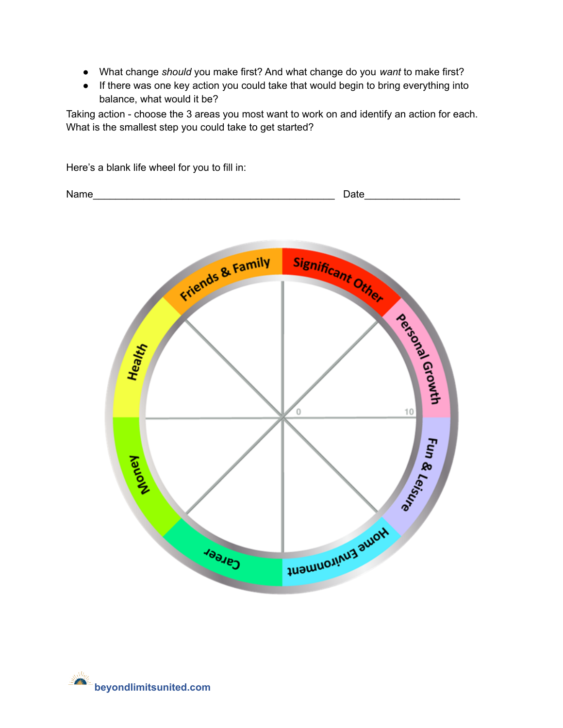- What change *should* you make first? And what change do you *want* to make first?
- If there was one key action you could take that would begin to bring everything into balance, what would it be?

Taking action - choose the 3 areas you most want to work on and identify an action for each. What is the smallest step you could take to get started?

Here's a blank life wheel for you to fill in:

Name_____________________________________________ Date_________________

Friends & Family

Significant Other

Personal Growth

Fun & Leisure

Home Environment

Career

Money

Health

0

10

beyondlimitsunited.com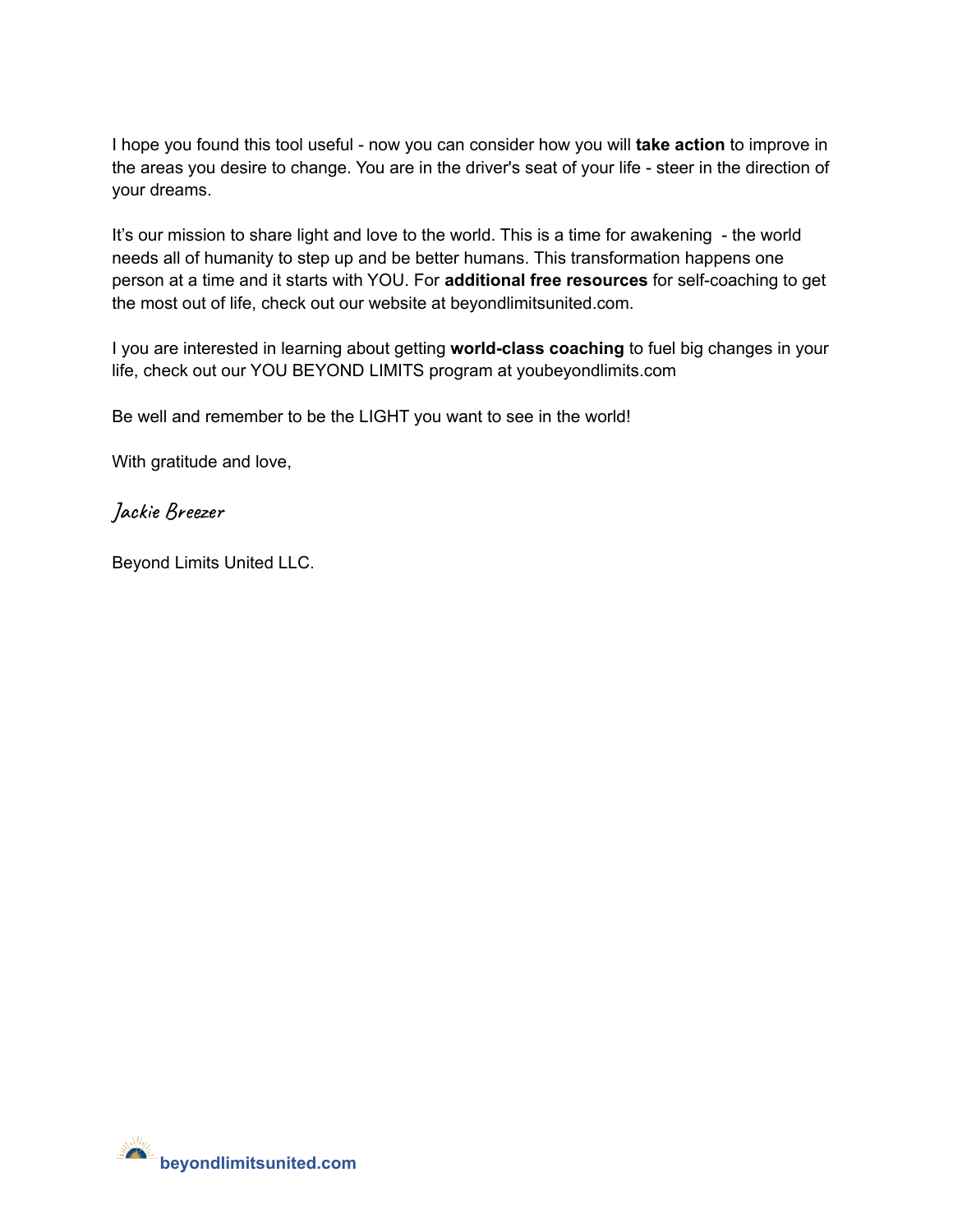I hope you found this tool useful - now you can consider how you will **take action** to improve in the areas you desire to change. You are in the driver's seat of your life - steer in the direction of your dreams.

It's our mission to share light and love to the world. This is a time for awakening - the world needs all of humanity to step up and be better humans. This transformation happens one person at a time and it starts with YOU. For **additional free resources** for self-coaching to get the most out of life, check out our website at beyondlimitsunited.com.

I you are interested in learning about getting **world-class coaching** to fuel big changes in your life, check out our YOU BEYOND LIMITS program at youbeyondlimits.com

Be well and remember to be the LIGHT you want to see in the world!

With gratitude and love,

*Jackie Breezer*

Beyond Limits United LLC.